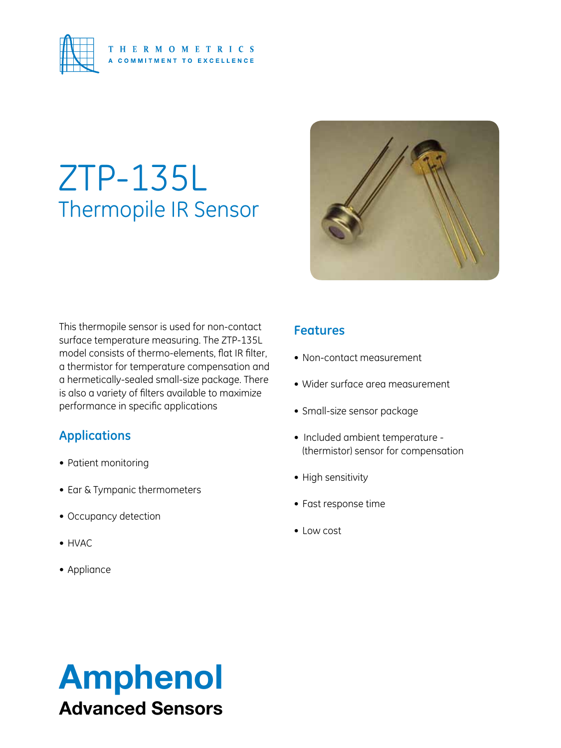THERMOMETRICS
A COMMITMENT TO EXCELLENCE

# ZTP-135L
## Thermopile IR Sensor

This thermopile sensor is used for non-contact surface temperature measuring. The ZTP-135L model consists of thermo-elements, flat IR filter, a thermistor for temperature compensation and a hermetically-sealed small-size package. There is also a variety of filters available to maximize performance in specific applications

### Applications

- Patient monitoring
- Ear & Tympanic thermometers
- Occupancy detection
- HVAC
- Appliance

### Features

- Non-contact measurement
- Wider surface area measurement
- Small-size sensor package
- Included ambient temperature - (thermistor) sensor for compensation
- High sensitivity
- Fast response time
- Low cost

**Amphenol**
**Advanced Sensors**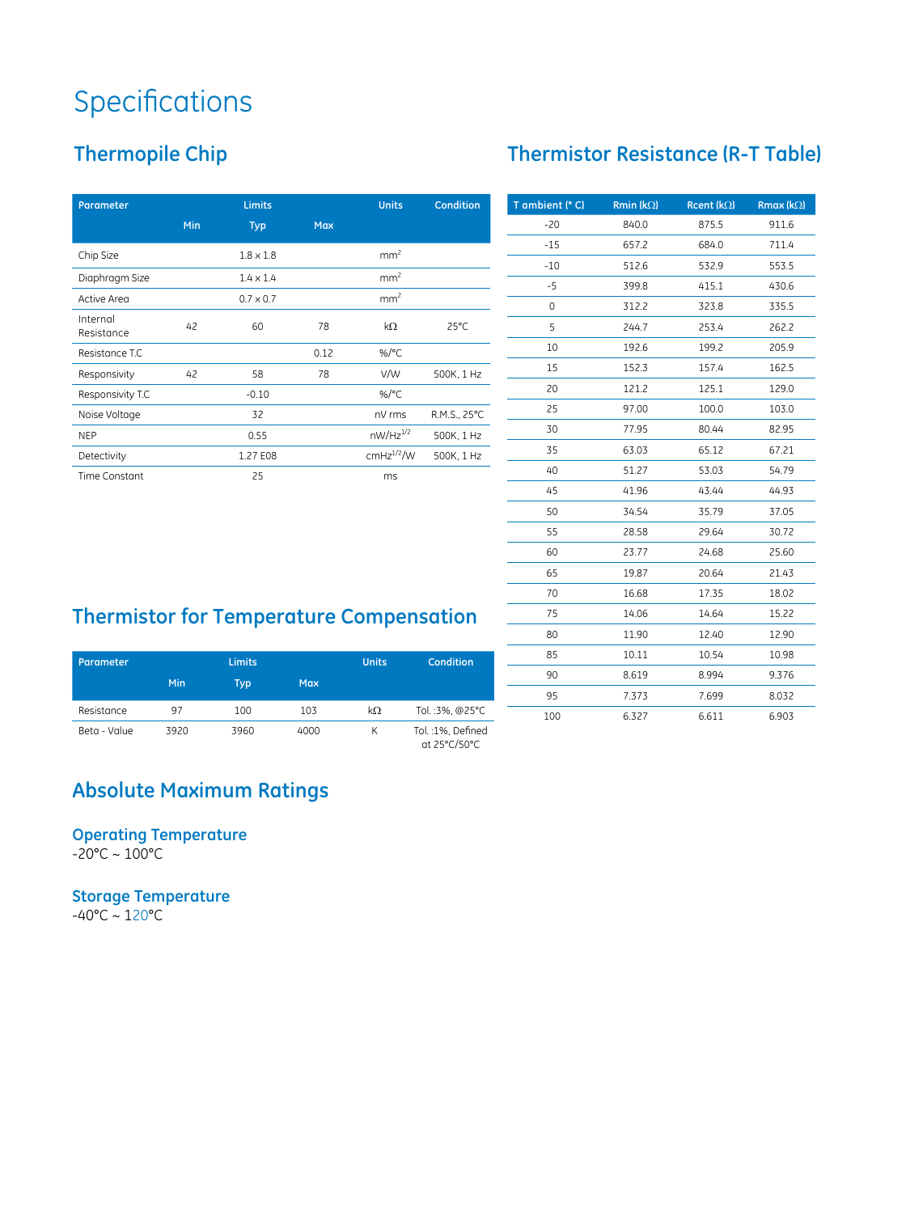# Specifications

## Thermopile Chip

| Parameter | Limits | | | Units | Condition |
|---|---|---|---|---|---|
| | Min | Typ | Max | | |
| Chip Size | | 1.8 x 1.8 | | $mm^2$ | |
| Diaphragm Size | | 1.4 x 1.4 | | $mm^2$ | |
| Active Area | | 0.7 x 0.7 | | $mm^2$ | |
| Internal Resistance | 42 | 60 | 78 | kΩ | 25°C |
| Resistance T.C | | | 0.12 | %/°C | |
| Responsivity | 42 | 58 | 78 | V/W | 500K, 1 Hz |
| Responsivity T.C | | -0.10 | | %/°C | |
| Noise Voltage | | 32 | | nV rms | R.M.S., 25°C |
| NEP | | 0.55 | | $nW/Hz^{1/2}$ | 500K, 1 Hz |
| Detectivity | | 1.27 E08 | | $cmHz^{1/2}/W$ | 500K, 1 Hz |
| Time Constant | | 25 | | ms | |

## Thermistor for Temperature Compensation

| Parameter | Limits | | | Units | Condition |
|---|---|---|---|---|---|
| | Min | Typ | Max | | |
| Resistance | 97 | 100 | 103 | kΩ | Tol. :3%, @25°C |
| Beta - Value | 3920 | 3960 | 4000 | K | Tol. :1%, Defined at 25°C/50°C |

## Absolute Maximum Ratings

### Operating Temperature

-20°C ~ 100°C

### Storage Temperature

-40°C ~ 120°C

## Thermistor Resistance (R-T Table)

| T ambient (° C) | Rmin (kΩ) | Rcent (kΩ) | Rmax (kΩ) |
|---|---|---|---|
| -20 | 840.0 | 875.5 | 911.6 |
| -15 | 657.2 | 684.0 | 711.4 |
| -10 | 512.6 | 532.9 | 553.5 |
| -5 | 399.8 | 415.1 | 430.6 |
| 0 | 312.2 | 323.8 | 335.5 |
| 5 | 244.7 | 253.4 | 262.2 |
| 10 | 192.6 | 199.2 | 205.9 |
| 15 | 152.3 | 157.4 | 162.5 |
| 20 | 121.2 | 125.1 | 129.0 |
| 25 | 97.00 | 100.0 | 103.0 |
| 30 | 77.95 | 80.44 | 82.95 |
| 35 | 63.03 | 65.12 | 67.21 |
| 40 | 51.27 | 53.03 | 54.79 |
| 45 | 41.96 | 43.44 | 44.93 |
| 50 | 34.54 | 35.79 | 37.05 |
| 55 | 28.58 | 29.64 | 30.72 |
| 60 | 23.77 | 24.68 | 25.60 |
| 65 | 19.87 | 20.64 | 21.43 |
| 70 | 16.68 | 17.35 | 18.02 |
| 75 | 14.06 | 14.64 | 15.22 |
| 80 | 11.90 | 12.40 | 12.90 |
| 85 | 10.11 | 10.54 | 10.98 |
| 90 | 8.619 | 8.994 | 9.376 |
| 95 | 7.373 | 7.699 | 8.032 |
| 100 | 6.327 | 6.611 | 6.903 |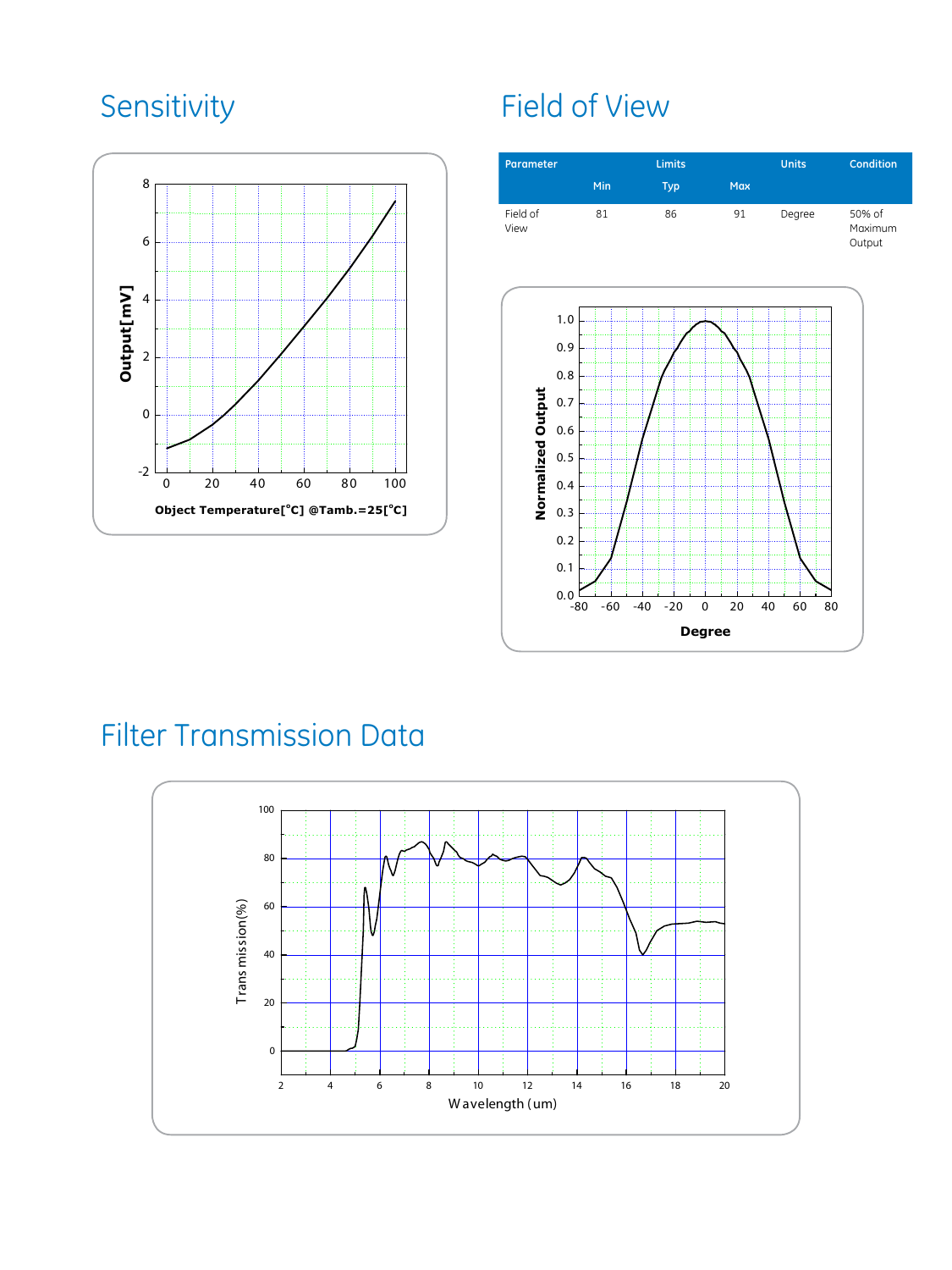## Sensitivity

## Field of View

| Parameter | Limits | | | Units | Condition |
|---|---|---|---|---|---|
| | Min | Typ | Max | | |
| Field of View | 81 | 86 | 91 | Degree | 50% of Maximum Output |

## Filter Transmission Data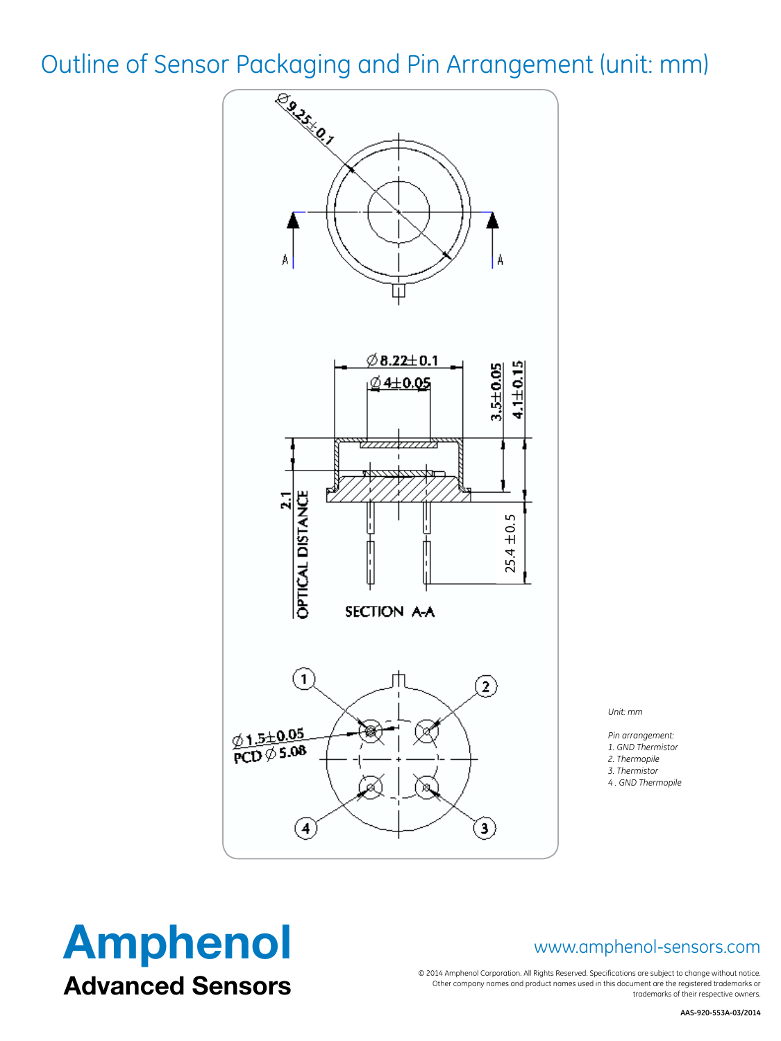# Outline of Sensor Packaging and Pin Arrangement (unit: mm)

Ø9.25±0.1

A

A

Ø8.22±0.1

Ø4±0.05

3.5±0.05

4.1±0.15

2.1

OPTICAL DISTANCE

25.4 ±0.5

SECTION A-A

1

2

3

4

Ø1.5±0.05

PCD Ø5.08

*Unit: mm*

*Pin arrangement:*
*1. GND Thermistor*
*2. Thermopile*
*3. Thermistor*
*4 . GND Thermopile*

**Amphenol**
**Advanced Sensors**

www.amphenol-sensors.com

© 2014 Amphenol Corporation. All Rights Reserved. Specifications are subject to change without notice. Other company names and product names used in this document are the registered trademarks or trademarks of their respective owners.

**AAS-920-553A-03/2014**